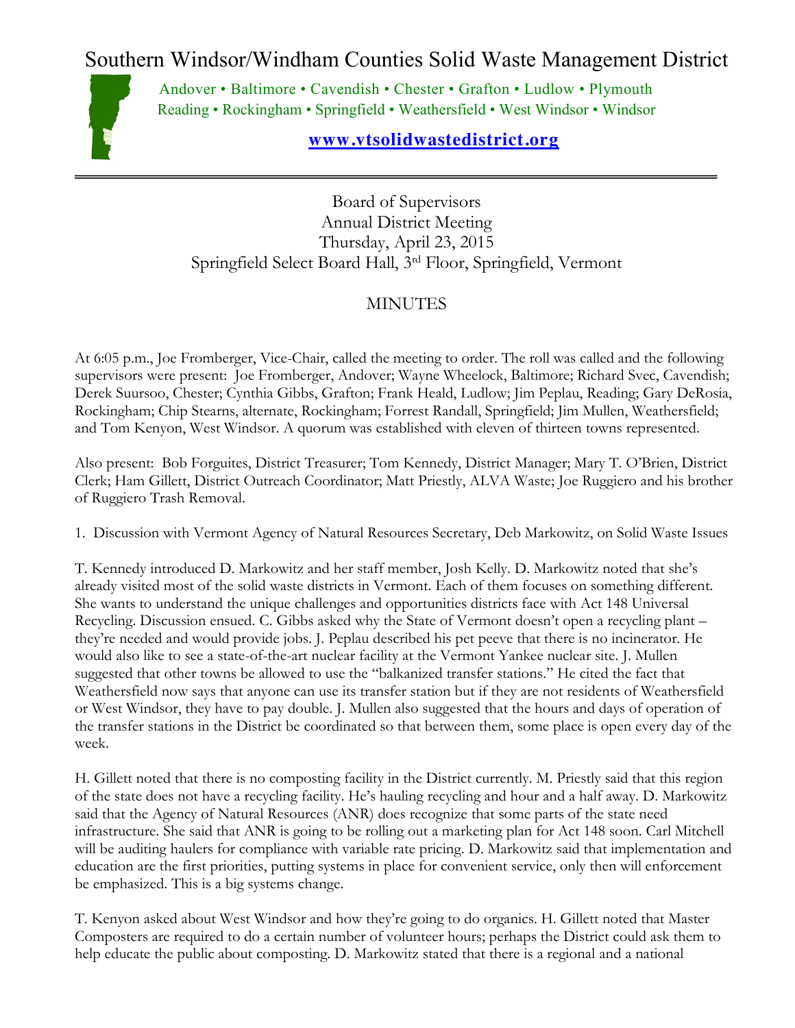# Southern Windsor/Windham Counties Solid Waste Management District

Andover • Baltimore • Cavendish • Chester • Grafton • Ludlow • Plymouth
Reading • Rockingham • Springfield • Weathersfield • West Windsor • Windsor

**www.vtsolidwastedistrict.org**

---

Board of Supervisors
Annual District Meeting
Thursday, April 23, 2015
Springfield Select Board Hall, 3rd Floor, Springfield, Vermont

## MINUTES

At 6:05 p.m., Joe Fromberger, Vice-Chair, called the meeting to order. The roll was called and the following supervisors were present: Joe Fromberger, Andover; Wayne Wheelock, Baltimore; Richard Svec, Cavendish; Derek Suursoo, Chester; Cynthia Gibbs, Grafton; Frank Heald, Ludlow; Jim Peplau, Reading; Gary DeRosia, Rockingham; Chip Stearns, alternate, Rockingham; Forrest Randall, Springfield; Jim Mullen, Weathersfield; and Tom Kenyon, West Windsor. A quorum was established with eleven of thirteen towns represented.

Also present: Bob Forguites, District Treasurer; Tom Kennedy, District Manager; Mary T. O'Brien, District Clerk; Ham Gillett, District Outreach Coordinator; Matt Priestly, ALVA Waste; Joe Ruggiero and his brother of Ruggiero Trash Removal.

1. Discussion with Vermont Agency of Natural Resources Secretary, Deb Markowitz, on Solid Waste Issues

T. Kennedy introduced D. Markowitz and her staff member, Josh Kelly. D. Markowitz noted that she's already visited most of the solid waste districts in Vermont. Each of them focuses on something different. She wants to understand the unique challenges and opportunities districts face with Act 148 Universal Recycling. Discussion ensued. C. Gibbs asked why the State of Vermont doesn't open a recycling plant – they're needed and would provide jobs. J. Peplau described his pet peeve that there is no incinerator. He would also like to see a state-of-the-art nuclear facility at the Vermont Yankee nuclear site. J. Mullen suggested that other towns be allowed to use the "balkanized transfer stations." He cited the fact that Weathersfield now says that anyone can use its transfer station but if they are not residents of Weathersfield or West Windsor, they have to pay double. J. Mullen also suggested that the hours and days of operation of the transfer stations in the District be coordinated so that between them, some place is open every day of the week.

H. Gillett noted that there is no composting facility in the District currently. M. Priestly said that this region of the state does not have a recycling facility. He's hauling recycling and hour and a half away. D. Markowitz said that the Agency of Natural Resources (ANR) does recognize that some parts of the state need infrastructure. She said that ANR is going to be rolling out a marketing plan for Act 148 soon. Carl Mitchell will be auditing haulers for compliance with variable rate pricing. D. Markowitz said that implementation and education are the first priorities, putting systems in place for convenient service, only then will enforcement be emphasized. This is a big systems change.

T. Kenyon asked about West Windsor and how they're going to do organics. H. Gillett noted that Master Composters are required to do a certain number of volunteer hours; perhaps the District could ask them to help educate the public about composting. D. Markowitz stated that there is a regional and a national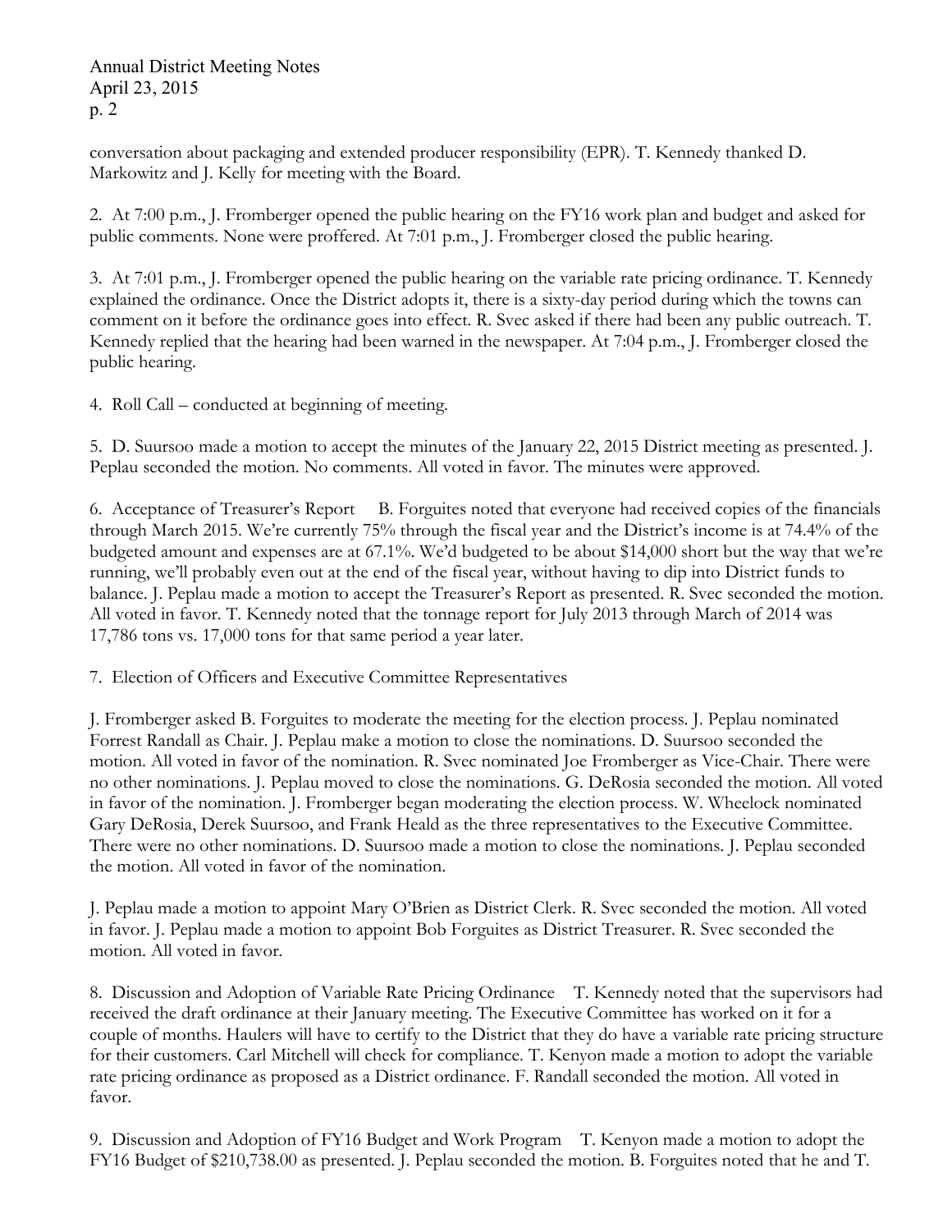conversation about packaging and extended producer responsibility (EPR). T. Kennedy thanked D. Markowitz and J. Kelly for meeting with the Board.

2. At 7:00 p.m., J. Fromberger opened the public hearing on the FY16 work plan and budget and asked for public comments. None were proffered. At 7:01 p.m., J. Fromberger closed the public hearing.

3. At 7:01 p.m., J. Fromberger opened the public hearing on the variable rate pricing ordinance. T. Kennedy explained the ordinance. Once the District adopts it, there is a sixty-day period during which the towns can comment on it before the ordinance goes into effect. R. Svec asked if there had been any public outreach. T. Kennedy replied that the hearing had been warned in the newspaper. At 7:04 p.m., J. Fromberger closed the public hearing.

4. Roll Call – conducted at beginning of meeting.

5. D. Suursoo made a motion to accept the minutes of the January 22, 2015 District meeting as presented. J. Peplau seconded the motion. No comments. All voted in favor. The minutes were approved.

6. Acceptance of Treasurer's Report  B. Forguites noted that everyone had received copies of the financials through March 2015. We're currently 75% through the fiscal year and the District's income is at 74.4% of the budgeted amount and expenses are at 67.1%. We'd budgeted to be about $14,000 short but the way that we're running, we'll probably even out at the end of the fiscal year, without having to dip into District funds to balance. J. Peplau made a motion to accept the Treasurer's Report as presented. R. Svec seconded the motion. All voted in favor. T. Kennedy noted that the tonnage report for July 2013 through March of 2014 was 17,786 tons vs. 17,000 tons for that same period a year later.

7. Election of Officers and Executive Committee Representatives

J. Fromberger asked B. Forguites to moderate the meeting for the election process. J. Peplau nominated Forrest Randall as Chair. J. Peplau make a motion to close the nominations. D. Suursoo seconded the motion. All voted in favor of the nomination. R. Svec nominated Joe Fromberger as Vice-Chair. There were no other nominations. J. Peplau moved to close the nominations. G. DeRosia seconded the motion. All voted in favor of the nomination. J. Fromberger began moderating the election process. W. Wheelock nominated Gary DeRosia, Derek Suursoo, and Frank Heald as the three representatives to the Executive Committee. There were no other nominations. D. Suursoo made a motion to close the nominations. J. Peplau seconded the motion. All voted in favor of the nomination.

J. Peplau made a motion to appoint Mary O'Brien as District Clerk. R. Svec seconded the motion. All voted in favor. J. Peplau made a motion to appoint Bob Forguites as District Treasurer. R. Svec seconded the motion. All voted in favor.

8. Discussion and Adoption of Variable Rate Pricing Ordinance  T. Kennedy noted that the supervisors had received the draft ordinance at their January meeting. The Executive Committee has worked on it for a couple of months. Haulers will have to certify to the District that they do have a variable rate pricing structure for their customers. Carl Mitchell will check for compliance. T. Kenyon made a motion to adopt the variable rate pricing ordinance as proposed as a District ordinance. F. Randall seconded the motion. All voted in favor.

9. Discussion and Adoption of FY16 Budget and Work Program  T. Kenyon made a motion to adopt the FY16 Budget of $210,738.00 as presented. J. Peplau seconded the motion. B. Forguites noted that he and T.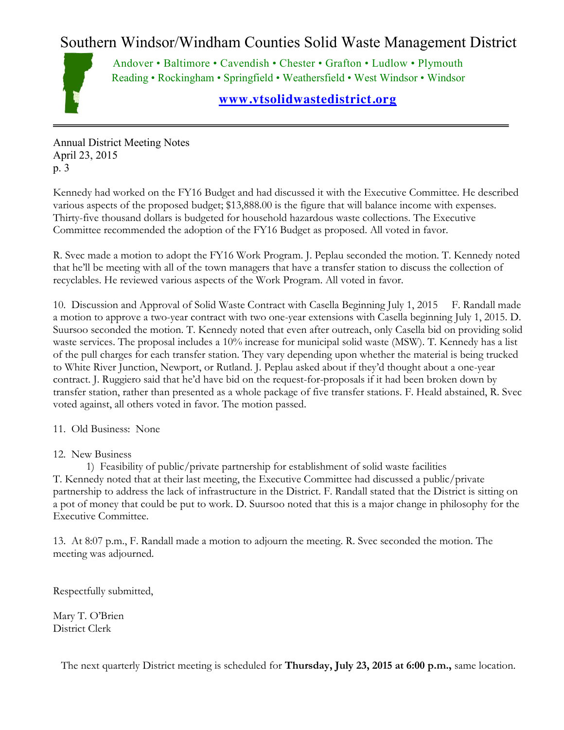# Southern Windsor/Windham Counties Solid Waste Management District

Andover • Baltimore • Cavendish • Chester • Grafton • Ludlow • Plymouth
Reading • Rockingham • Springfield • Weathersfield • West Windsor • Windsor

**www.vtsolidwastedistrict.org**

---

Annual District Meeting Notes
April 23, 2015
p. 3

Kennedy had worked on the FY16 Budget and had discussed it with the Executive Committee. He described various aspects of the proposed budget; $13,888.00 is the figure that will balance income with expenses. Thirty-five thousand dollars is budgeted for household hazardous waste collections. The Executive Committee recommended the adoption of the FY16 Budget as proposed. All voted in favor.

R. Svec made a motion to adopt the FY16 Work Program. J. Peplau seconded the motion. T. Kennedy noted that he'll be meeting with all of the town managers that have a transfer station to discuss the collection of recyclables. He reviewed various aspects of the Work Program. All voted in favor.

10. Discussion and Approval of Solid Waste Contract with Casella Beginning July 1, 2015 F. Randall made a motion to approve a two-year contract with two one-year extensions with Casella beginning July 1, 2015. D. Suursoo seconded the motion. T. Kennedy noted that even after outreach, only Casella bid on providing solid waste services. The proposal includes a 10% increase for municipal solid waste (MSW). T. Kennedy has a list of the pull charges for each transfer station. They vary depending upon whether the material is being trucked to White River Junction, Newport, or Rutland. J. Peplau asked about if they'd thought about a one-year contract. J. Ruggiero said that he'd have bid on the request-for-proposals if it had been broken down by transfer station, rather than presented as a whole package of five transfer stations. F. Heald abstained, R. Svec voted against, all others voted in favor. The motion passed.

11. Old Business: None

12. New Business
1) Feasibility of public/private partnership for establishment of solid waste facilities
T. Kennedy noted that at their last meeting, the Executive Committee had discussed a public/private partnership to address the lack of infrastructure in the District. F. Randall stated that the District is sitting on a pot of money that could be put to work. D. Suursoo noted that this is a major change in philosophy for the Executive Committee.

13. At 8:07 p.m., F. Randall made a motion to adjourn the meeting. R. Svec seconded the motion. The meeting was adjourned.

Respectfully submitted,

Mary T. O'Brien
District Clerk

The next quarterly District meeting is scheduled for **Thursday, July 23, 2015 at 6:00 p.m.,** same location.